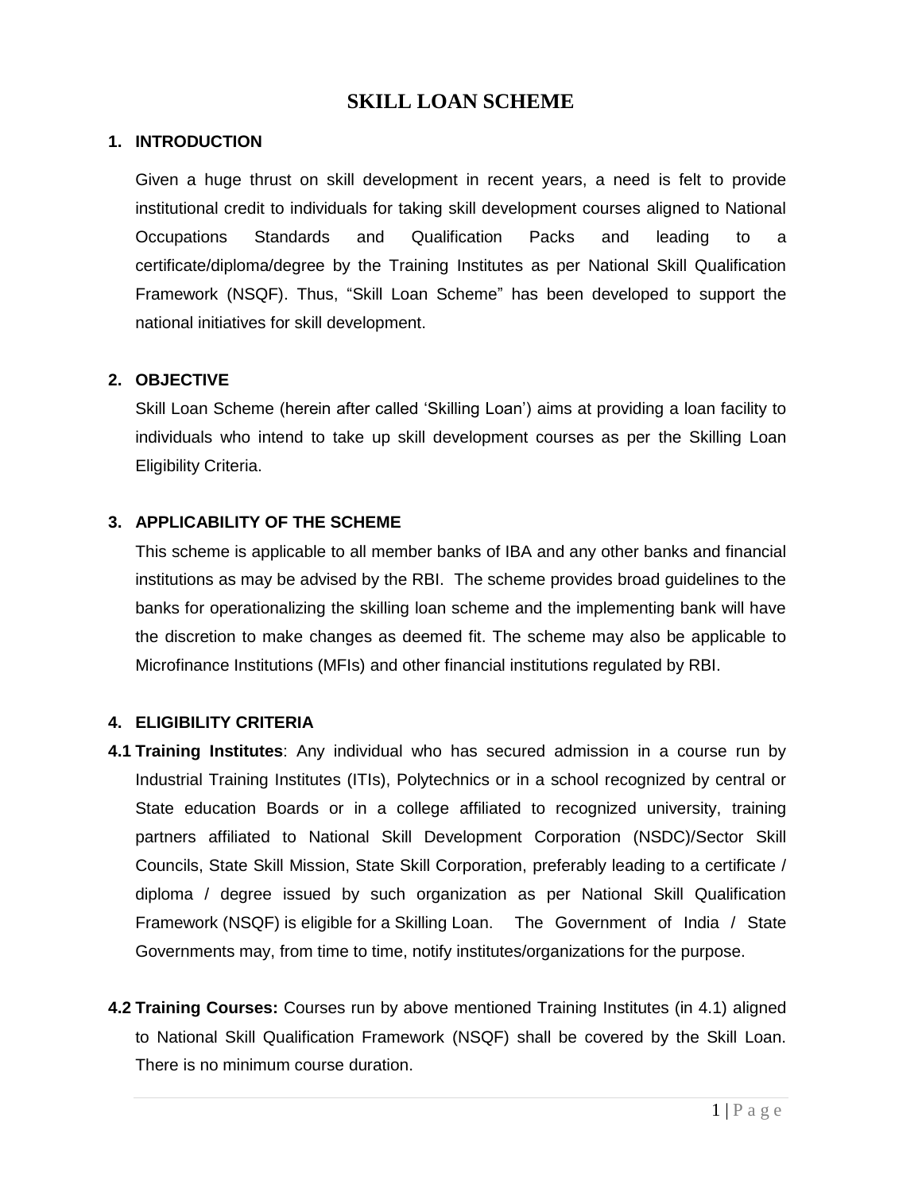# SKILL LOAN SCHEME

## 1. INTRODUCTION

Given a huge thrust on skill development in recent years, a need is felt to provide institutional credit to individuals for taking skill development courses aligned to National Occupations Standards and Qualification Packs and leading to a certificate/diploma/degree by the Training Institutes as per National Skill Qualification Framework (NSQF). Thus, "Skill Loan Scheme" has been developed to support the national initiatives for skill development.

## 2. OBJECTIVE

Skill Loan Scheme (herein after called 'Skilling Loan') aims at providing a loan facility to individuals who intend to take up skill development courses as per the Skilling Loan Eligibility Criteria.

## 3. APPLICABILITY OF THE SCHEME

This scheme is applicable to all member banks of IBA and any other banks and financial institutions as may be advised by the RBI. The scheme provides broad guidelines to the banks for operationalizing the skilling loan scheme and the implementing bank will have the discretion to make changes as deemed fit. The scheme may also be applicable to Microfinance Institutions (MFIs) and other financial institutions regulated by RBI.

## 4. ELIGIBILITY CRITERIA

**4.1 Training Institutes**: Any individual who has secured admission in a course run by Industrial Training Institutes (ITIs), Polytechnics or in a school recognized by central or State education Boards or in a college affiliated to recognized university, training partners affiliated to National Skill Development Corporation (NSDC)/Sector Skill Councils, State Skill Mission, State Skill Corporation, preferably leading to a certificate / diploma / degree issued by such organization as per National Skill Qualification Framework (NSQF) is eligible for a Skilling Loan. The Government of India / State Governments may, from time to time, notify institutes/organizations for the purpose.

**4.2 Training Courses:** Courses run by above mentioned Training Institutes (in 4.1) aligned to National Skill Qualification Framework (NSQF) shall be covered by the Skill Loan. There is no minimum course duration.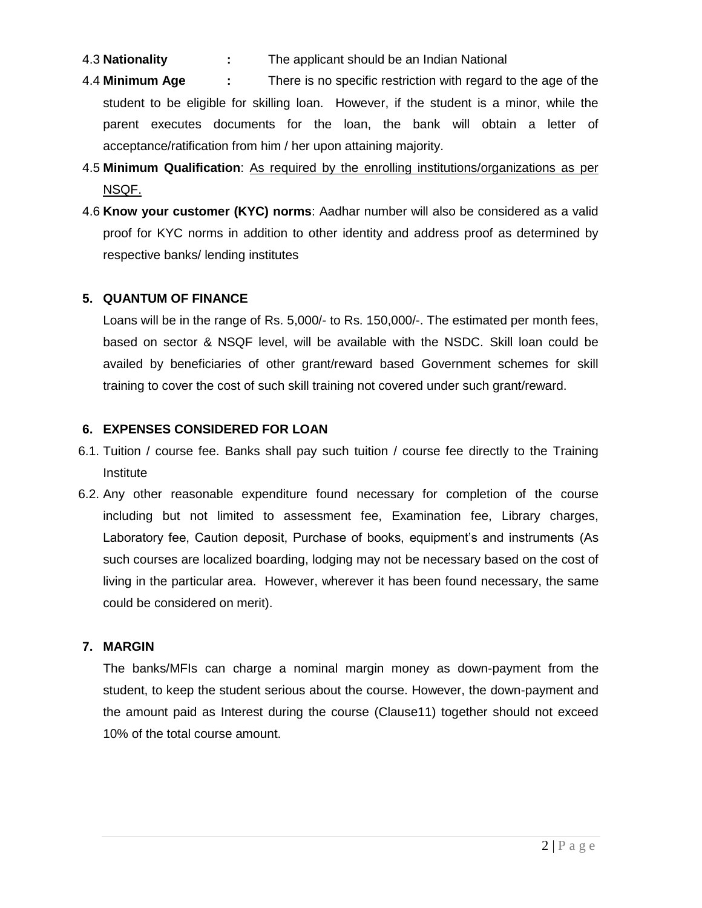4.3 **Nationality** : The applicant should be an Indian National

4.4 **Minimum Age** : There is no specific restriction with regard to the age of the student to be eligible for skilling loan. However, if the student is a minor, while the parent executes documents for the loan, the bank will obtain a letter of acceptance/ratification from him / her upon attaining majority.

4.5 **Minimum Qualification**: As required by the enrolling institutions/organizations as per NSQF.

4.6 **Know your customer (KYC) norms**: Aadhar number will also be considered as a valid proof for KYC norms in addition to other identity and address proof as determined by respective banks/ lending institutes

## 5. QUANTUM OF FINANCE

Loans will be in the range of Rs. 5,000/- to Rs. 150,000/-. The estimated per month fees, based on sector & NSQF level, will be available with the NSDC. Skill loan could be availed by beneficiaries of other grant/reward based Government schemes for skill training to cover the cost of such skill training not covered under such grant/reward.

## 6. EXPENSES CONSIDERED FOR LOAN

6.1. Tuition / course fee. Banks shall pay such tuition / course fee directly to the Training Institute

6.2. Any other reasonable expenditure found necessary for completion of the course including but not limited to assessment fee, Examination fee, Library charges, Laboratory fee, Caution deposit, Purchase of books, equipment's and instruments (As such courses are localized boarding, lodging may not be necessary based on the cost of living in the particular area. However, wherever it has been found necessary, the same could be considered on merit).

## 7. MARGIN

The banks/MFIs can charge a nominal margin money as down-payment from the student, to keep the student serious about the course. However, the down-payment and the amount paid as Interest during the course (Clause11) together should not exceed 10% of the total course amount.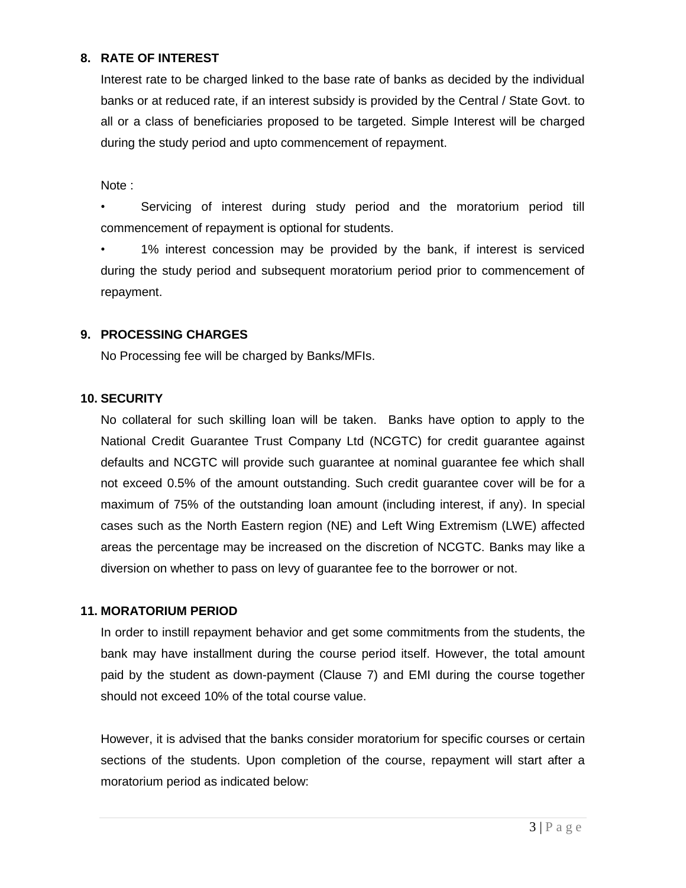## 8. RATE OF INTEREST

Interest rate to be charged linked to the base rate of banks as decided by the individual banks or at reduced rate, if an interest subsidy is provided by the Central / State Govt. to all or a class of beneficiaries proposed to be targeted. Simple Interest will be charged during the study period and upto commencement of repayment.

Note :

- Servicing of interest during study period and the moratorium period till commencement of repayment is optional for students.
- 1% interest concession may be provided by the bank, if interest is serviced during the study period and subsequent moratorium period prior to commencement of repayment.

## 9. PROCESSING CHARGES

No Processing fee will be charged by Banks/MFIs.

## 10. SECURITY

No collateral for such skilling loan will be taken. Banks have option to apply to the National Credit Guarantee Trust Company Ltd (NCGTC) for credit guarantee against defaults and NCGTC will provide such guarantee at nominal guarantee fee which shall not exceed 0.5% of the amount outstanding. Such credit guarantee cover will be for a maximum of 75% of the outstanding loan amount (including interest, if any). In special cases such as the North Eastern region (NE) and Left Wing Extremism (LWE) affected areas the percentage may be increased on the discretion of NCGTC. Banks may like a diversion on whether to pass on levy of guarantee fee to the borrower or not.

## 11. MORATORIUM PERIOD

In order to instill repayment behavior and get some commitments from the students, the bank may have installment during the course period itself. However, the total amount paid by the student as down-payment (Clause 7) and EMI during the course together should not exceed 10% of the total course value.

However, it is advised that the banks consider moratorium for specific courses or certain sections of the students. Upon completion of the course, repayment will start after a moratorium period as indicated below: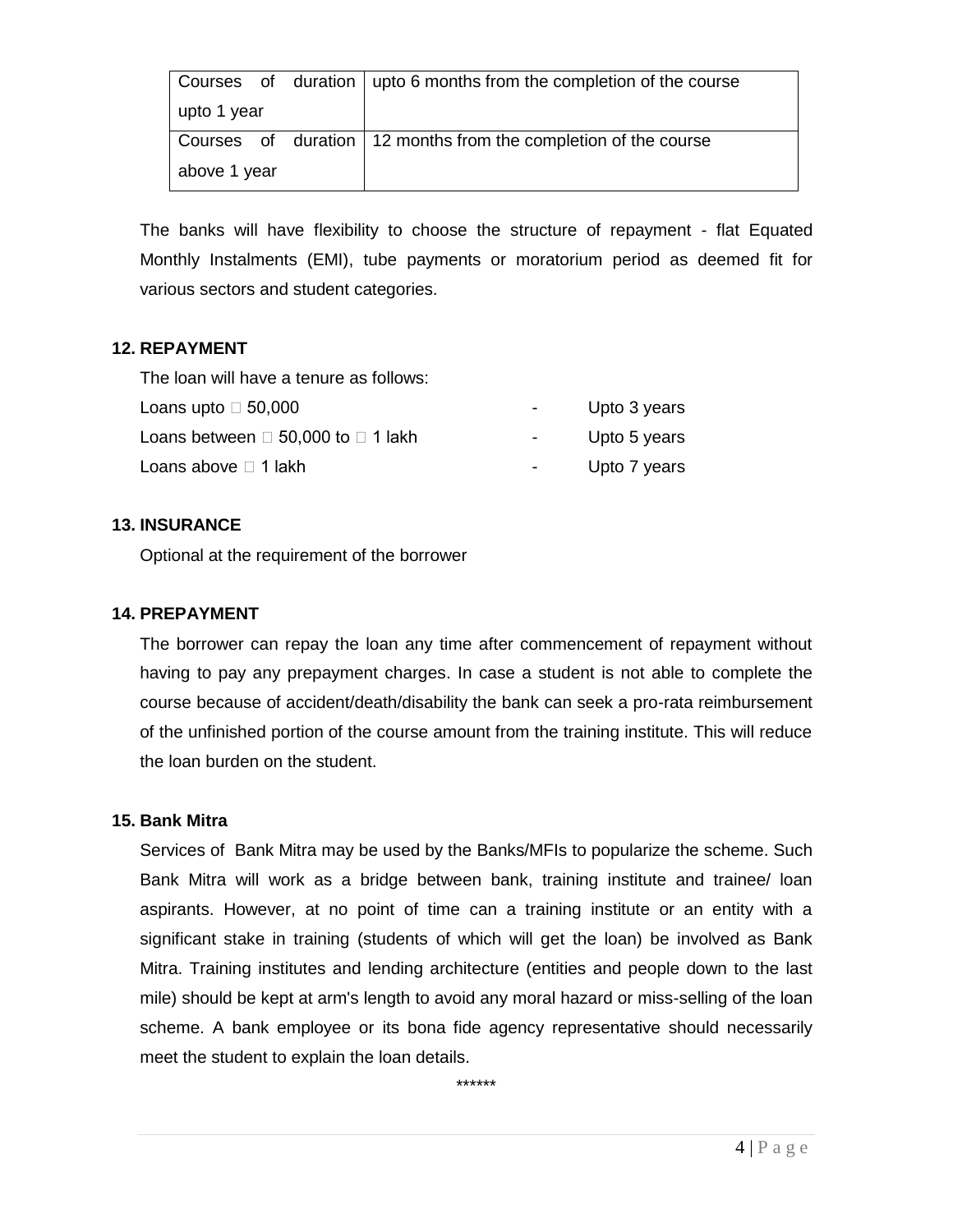| | |
|---|---|
| Courses of duration upto 1 year | upto 6 months from the completion of the course |
| Courses of duration above 1 year | 12 months from the completion of the course |

The banks will have flexibility to choose the structure of repayment - flat Equated Monthly Instalments (EMI), tube payments or moratorium period as deemed fit for various sectors and student categories.

**12. REPAYMENT**

The loan will have a tenure as follows:

| | | |
|---|---|---|
| Loans upto  50,000 | - | Upto 3 years |
| Loans between  50,000 to  1 lakh | - | Upto 5 years |
| Loans above  1 lakh | - | Upto 7 years |

**13. INSURANCE**

Optional at the requirement of the borrower

**14. PREPAYMENT**

The borrower can repay the loan any time after commencement of repayment without having to pay any prepayment charges. In case a student is not able to complete the course because of accident/death/disability the bank can seek a pro-rata reimbursement of the unfinished portion of the course amount from the training institute. This will reduce the loan burden on the student.

**15. Bank Mitra**

Services of Bank Mitra may be used by the Banks/MFIs to popularize the scheme. Such Bank Mitra will work as a bridge between bank, training institute and trainee/ loan aspirants. However, at no point of time can a training institute or an entity with a significant stake in training (students of which will get the loan) be involved as Bank Mitra. Training institutes and lending architecture (entities and people down to the last mile) should be kept at arm's length to avoid any moral hazard or miss-selling of the loan scheme. A bank employee or its bona fide agency representative should necessarily meet the student to explain the loan details.

******